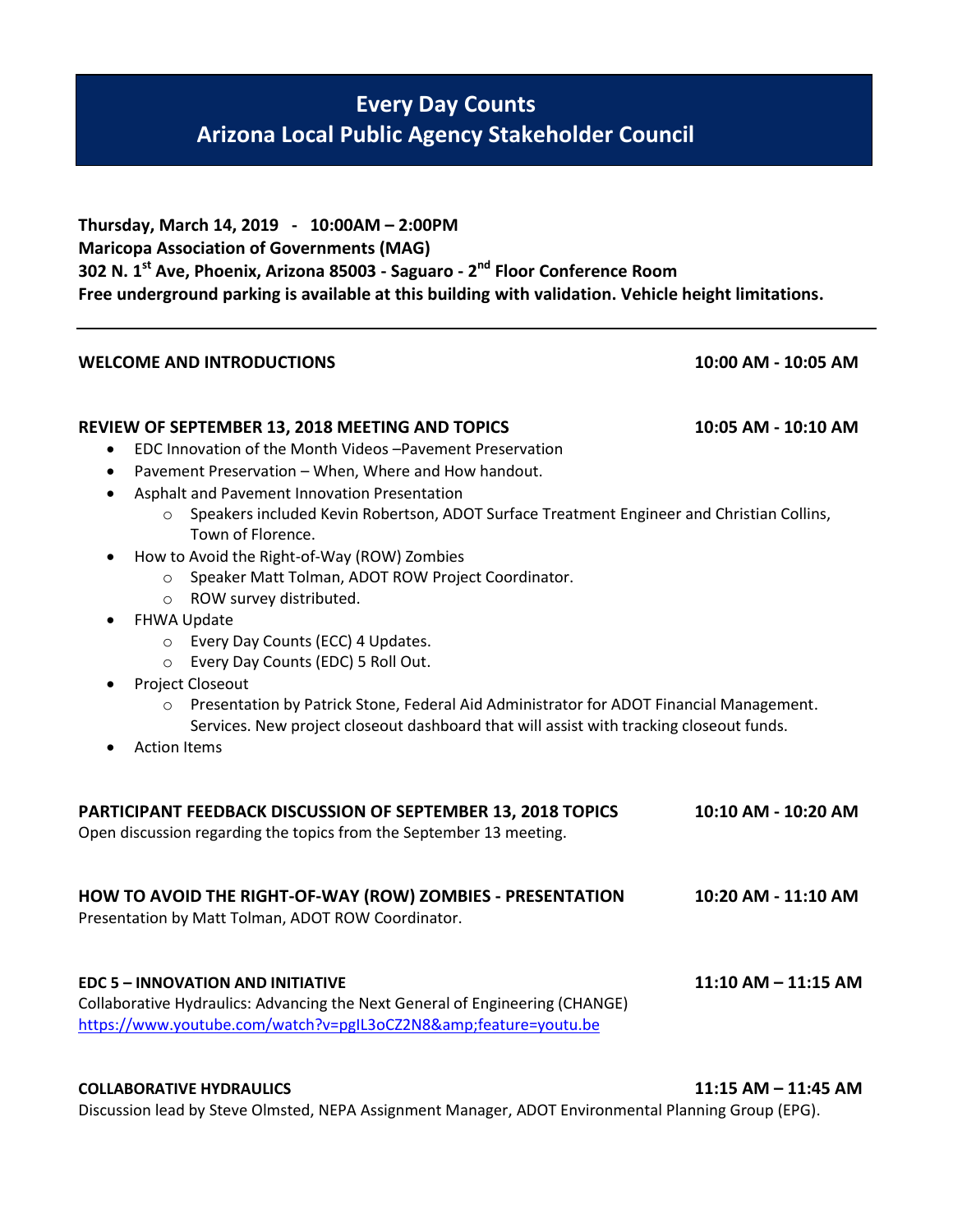# Every Day Counts
# Arizona Local Public Agency Stakeholder Council

**Thursday, March 14, 2019 - 10:00AM – 2:00PM**
**Maricopa Association of Governments (MAG)**
**302 N. 1st Ave, Phoenix, Arizona 85003 - Saguaro - 2nd Floor Conference Room**
**Free underground parking is available at this building with validation. Vehicle height limitations.**

---

**WELCOME AND INTRODUCTIONS** **10:00 AM - 10:05 AM**

**REVIEW OF SEPTEMBER 13, 2018 MEETING AND TOPICS** **10:05 AM - 10:10 AM**

- EDC Innovation of the Month Videos –Pavement Preservation
- Pavement Preservation – When, Where and How handout.
- Asphalt and Pavement Innovation Presentation
  - Speakers included Kevin Robertson, ADOT Surface Treatment Engineer and Christian Collins, Town of Florence.
- How to Avoid the Right-of-Way (ROW) Zombies
  - Speaker Matt Tolman, ADOT ROW Project Coordinator.
  - ROW survey distributed.
- FHWA Update
  - Every Day Counts (ECC) 4 Updates.
  - Every Day Counts (EDC) 5 Roll Out.
- Project Closeout
  - Presentation by Patrick Stone, Federal Aid Administrator for ADOT Financial Management. Services. New project closeout dashboard that will assist with tracking closeout funds.
- Action Items

**PARTICIPANT FEEDBACK DISCUSSION OF SEPTEMBER 13, 2018 TOPICS** **10:10 AM - 10:20 AM**
Open discussion regarding the topics from the September 13 meeting.

**HOW TO AVOID THE RIGHT-OF-WAY (ROW) ZOMBIES - PRESENTATION** **10:20 AM - 11:10 AM**
Presentation by Matt Tolman, ADOT ROW Coordinator.

**EDC 5 – INNOVATION AND INITIATIVE** **11:10 AM – 11:15 AM**
Collaborative Hydraulics: Advancing the Next General of Engineering (CHANGE)
https://www.youtube.com/watch?v=pgIL3oCZ2N8&amp;feature=youtu.be

**COLLABORATIVE HYDRAULICS** **11:15 AM – 11:45 AM**
Discussion lead by Steve Olmsted, NEPA Assignment Manager, ADOT Environmental Planning Group (EPG).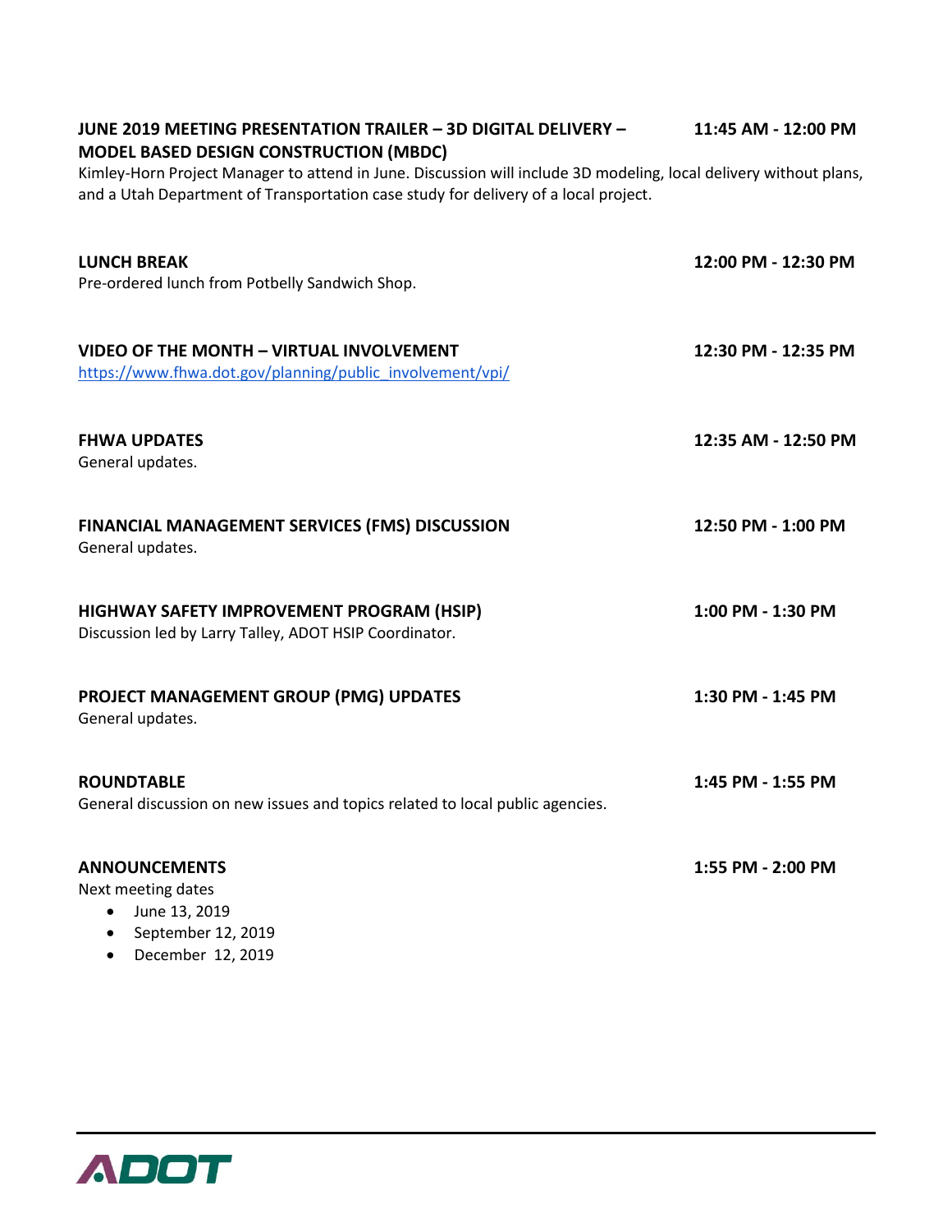**JUNE 2019 MEETING PRESENTATION TRAILER – 3D DIGITAL DELIVERY – MODEL BASED DESIGN CONSTRUCTION (MBDC)** **11:45 AM - 12:00 PM**

Kimley-Horn Project Manager to attend in June. Discussion will include 3D modeling, local delivery without plans, and a Utah Department of Transportation case study for delivery of a local project.

**LUNCH BREAK** **12:00 PM - 12:30 PM**

Pre-ordered lunch from Potbelly Sandwich Shop.

**VIDEO OF THE MONTH – VIRTUAL INVOLVEMENT** **12:30 PM - 12:35 PM**

https://www.fhwa.dot.gov/planning/public_involvement/vpi/

**FHWA UPDATES** **12:35 AM - 12:50 PM**

General updates.

**FINANCIAL MANAGEMENT SERVICES (FMS) DISCUSSION** **12:50 PM - 1:00 PM**

General updates.

**HIGHWAY SAFETY IMPROVEMENT PROGRAM (HSIP)** **1:00 PM - 1:30 PM**

Discussion led by Larry Talley, ADOT HSIP Coordinator.

**PROJECT MANAGEMENT GROUP (PMG) UPDATES** **1:30 PM - 1:45 PM**

General updates.

**ROUNDTABLE** **1:45 PM - 1:55 PM**

General discussion on new issues and topics related to local public agencies.

**ANNOUNCEMENTS** **1:55 PM - 2:00 PM**

Next meeting dates

- June 13, 2019
- September 12, 2019
- December 12, 2019